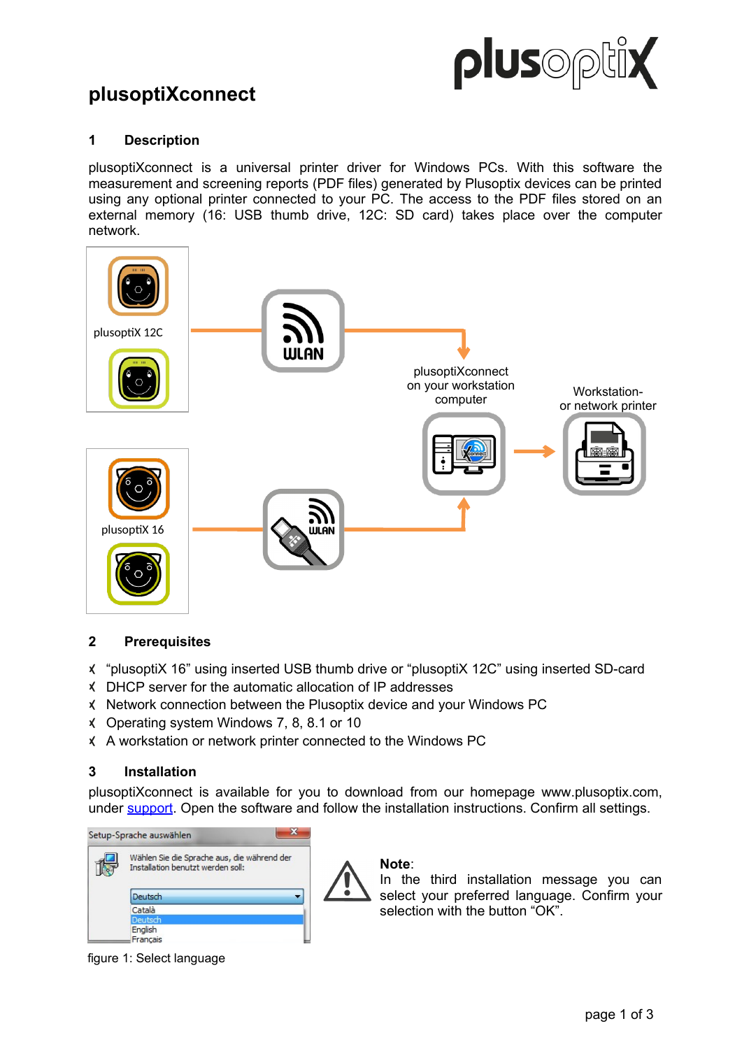# plusoptiXconnect

## 1 Description

plusoptiXconnect is a universal printer driver for Windows PCs. With this software the measurement and screening reports (PDF files) generated by Plusoptix devices can be printed using any optional printer connected to your PC. The access to the PDF files stored on an external memory (16: USB thumb drive, 12C: SD card) takes place over the computer network.

plusoptiX 12C

plusoptiXconnect on your workstation computer

Workstation- or network printer

plusoptiX 16

## 2 Prerequisites

- "plusoptiX 16" using inserted USB thumb drive or "plusoptiX 12C" using inserted SD-card
- DHCP server for the automatic allocation of IP addresses
- Network connection between the Plusoptix device and your Windows PC
- Operating system Windows 7, 8, 8.1 or 10
- A workstation or network printer connected to the Windows PC

## 3 Installation

plusoptiXconnect is available for you to download from our homepage www.plusoptix.com, under support. Open the software and follow the installation instructions. Confirm all settings.

Setup-Sprache auswählen

Wählen Sie die Sprache aus, die während der Installation benutzt werden soll:

Deutsch
Català
Deutsch
English
Français

figure 1: Select language

**Note**:
In the third installation message you can select your preferred language. Confirm your selection with the button "OK".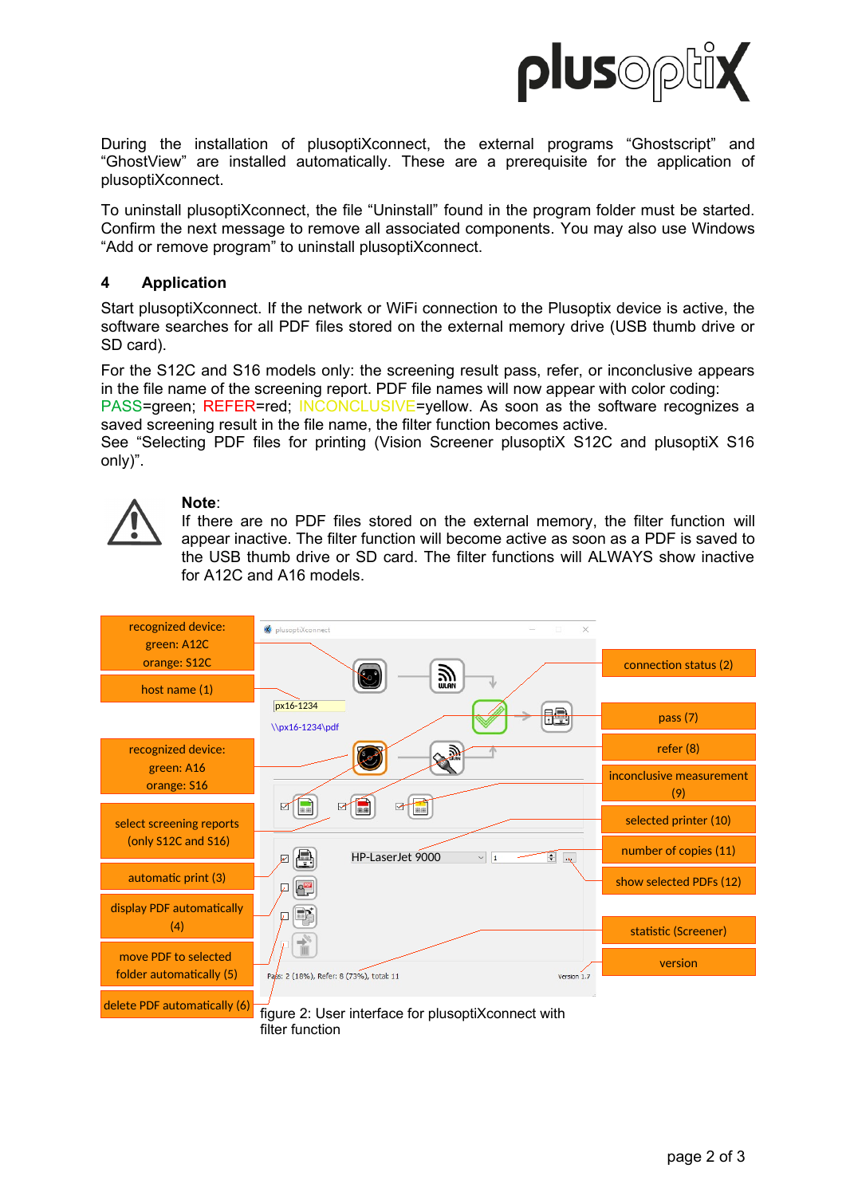During the installation of plusoptiXconnect, the external programs “Ghostscript” and “GhostView” are installed automatically. These are a prerequisite for the application of plusoptiXconnect.

To uninstall plusoptiXconnect, the file “Uninstall” found in the program folder must be started. Confirm the next message to remove all associated components. You may also use Windows “Add or remove program” to uninstall plusoptiXconnect.

## 4 Application

Start plusoptiXconnect. If the network or WiFi connection to the Plusoptix device is active, the software searches for all PDF files stored on the external memory drive (USB thumb drive or SD card).

For the S12C and S16 models only: the screening result pass, refer, or inconclusive appears in the file name of the screening report. PDF file names will now appear with color coding: PASS=green; REFER=red; INCONCLUSIVE=yellow. As soon as the software recognizes a saved screening result in the file name, the filter function becomes active.
See “Selecting PDF files for printing (Vision Screener plusoptiX S12C and plusoptiX S16 only)”.

**Note**:
If there are no PDF files stored on the external memory, the filter function will appear inactive. The filter function will become active as soon as a PDF is saved to the USB thumb drive or SD card. The filter functions will ALWAYS show inactive for A12C and A16 models.

recognized device: green: A12C orange: S12C

host name (1)

recognized device: green: A16 orange: S16

select screening reports (only S12C and S16)

automatic print (3)

display PDF automatically (4)

move PDF to selected folder automatically (5)

delete PDF automatically (6)

plusoptiXconnect

px16-1234

\\px16-1234\pdf

HP-LaserJet 9000

Pass: 2 (18%), Refer: 8 (73%), total: 11

Version 1.7

connection status (2)

pass (7)

refer (8)

inconclusive measurement (9)

selected printer (10)

number of copies (11)

show selected PDFs (12)

statistic (Screener)

version

figure 2: User interface for plusoptiXconnect with filter function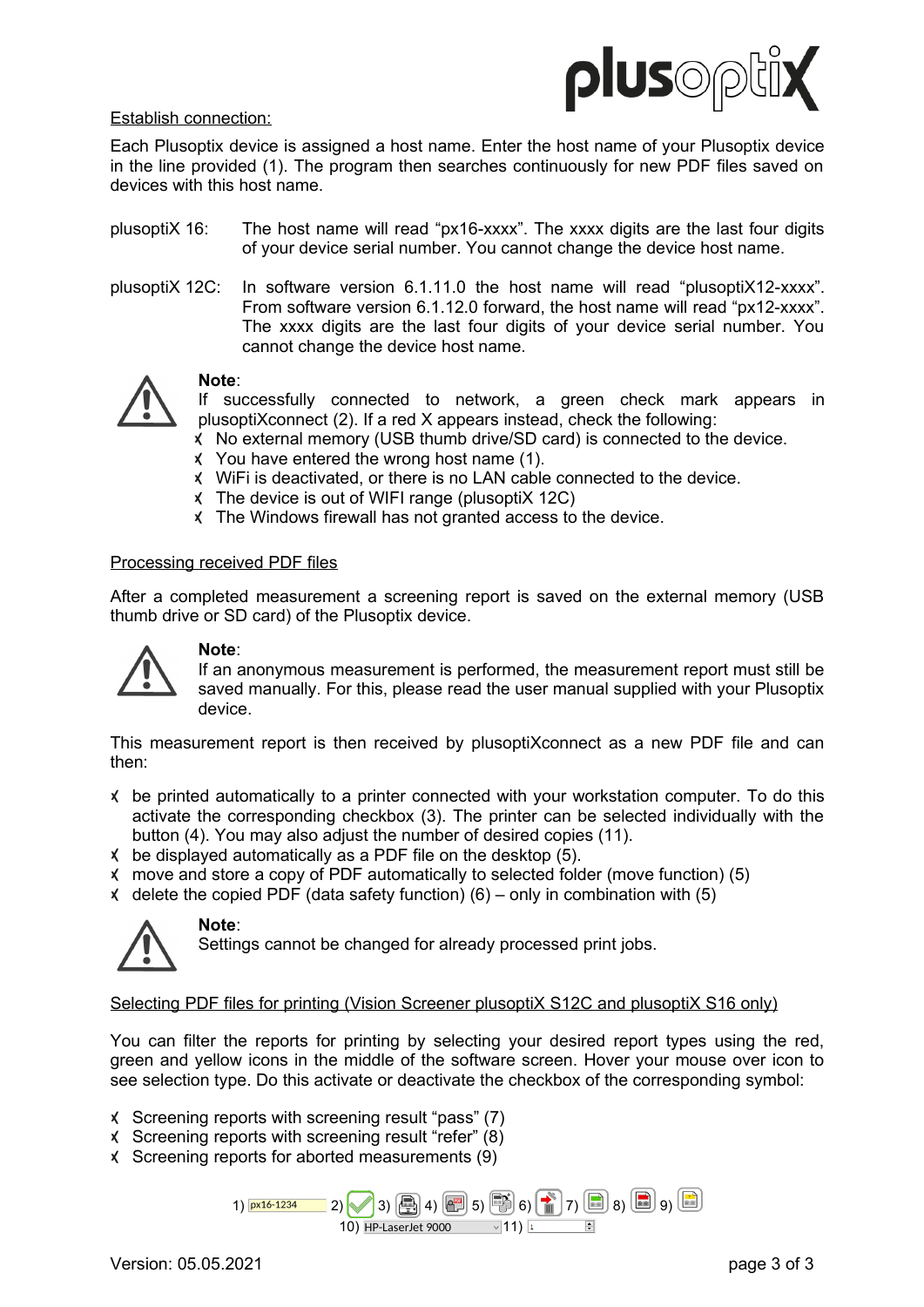Establish connection:

Each Plusoptix device is assigned a host name. Enter the host name of your Plusoptix device in the line provided (1). The program then searches continuously for new PDF files saved on devices with this host name.

plusoptiX 16: The host name will read “px16-xxxx”. The xxxx digits are the last four digits of your device serial number. You cannot change the device host name.

plusoptiX 12C: In software version 6.1.11.0 the host name will read “plusoptiX12-xxxx”. From software version 6.1.12.0 forward, the host name will read “px12-xxxx”. The xxxx digits are the last four digits of your device serial number. You cannot change the device host name.

**Note**:
If successfully connected to network, a green check mark appears in plusoptiXconnect (2). If a red X appears instead, check the following:

- No external memory (USB thumb drive/SD card) is connected to the device.
- You have entered the wrong host name (1).
- WiFi is deactivated, or there is no LAN cable connected to the device.
- The device is out of WIFI range (plusoptiX 12C)
- The Windows firewall has not granted access to the device.

Processing received PDF files

After a completed measurement a screening report is saved on the external memory (USB thumb drive or SD card) of the Plusoptix device.

**Note**:
If an anonymous measurement is performed, the measurement report must still be saved manually. For this, please read the user manual supplied with your Plusoptix device.

This measurement report is then received by plusoptiXconnect as a new PDF file and can then:

- be printed automatically to a printer connected with your workstation computer. To do this activate the corresponding checkbox (3). The printer can be selected individually with the button (4). You may also adjust the number of desired copies (11).
- be displayed automatically as a PDF file on the desktop (5).
- move and store a copy of PDF automatically to selected folder (move function) (5)
- delete the copied PDF (data safety function) (6) – only in combination with (5)

**Note**:
Settings cannot be changed for already processed print jobs.

Selecting PDF files for printing (Vision Screener plusoptiX S12C and plusoptiX S16 only)

You can filter the reports for printing by selecting your desired report types using the red, green and yellow icons in the middle of the software screen. Hover your mouse over icon to see selection type. Do this activate or deactivate the checkbox of the corresponding symbol:

- Screening reports with screening result “pass” (7)
- Screening reports with screening result “refer” (8)
- Screening reports for aborted measurements (9)

1) px16-1234 2) 3) 4) 5) 6) 7) 8) 9)
10) HP-LaserJet 9000 11) 1